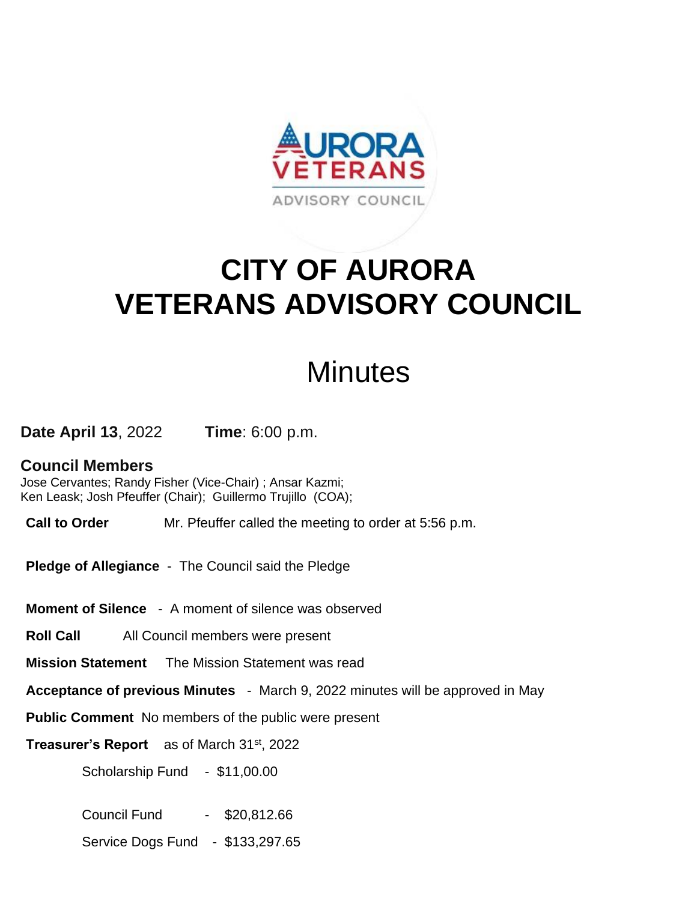AURORA VETERANS ADVISORY COUNCIL

# CITY OF AURORA VETERANS ADVISORY COUNCIL

## Minutes

**Date April 13**, 2022 **Time**: 6:00 p.m.

### Council Members

Jose Cervantes; Randy Fisher (Vice-Chair) ; Ansar Kazmi; Ken Leask; Josh Pfeuffer (Chair); Guillermo Trujillo (COA);

**Call to Order** Mr. Pfeuffer called the meeting to order at 5:56 p.m.

**Pledge of Allegiance** - The Council said the Pledge

**Moment of Silence** - A moment of silence was observed

**Roll Call** All Council members were present

**Mission Statement** The Mission Statement was read

**Acceptance of previous Minutes** - March 9, 2022 minutes will be approved in May

**Public Comment** No members of the public were present

**Treasurer's Report** as of March 31st, 2022

Scholarship Fund - $11,00.00

Council Fund - $20,812.66

Service Dogs Fund - $133,297.65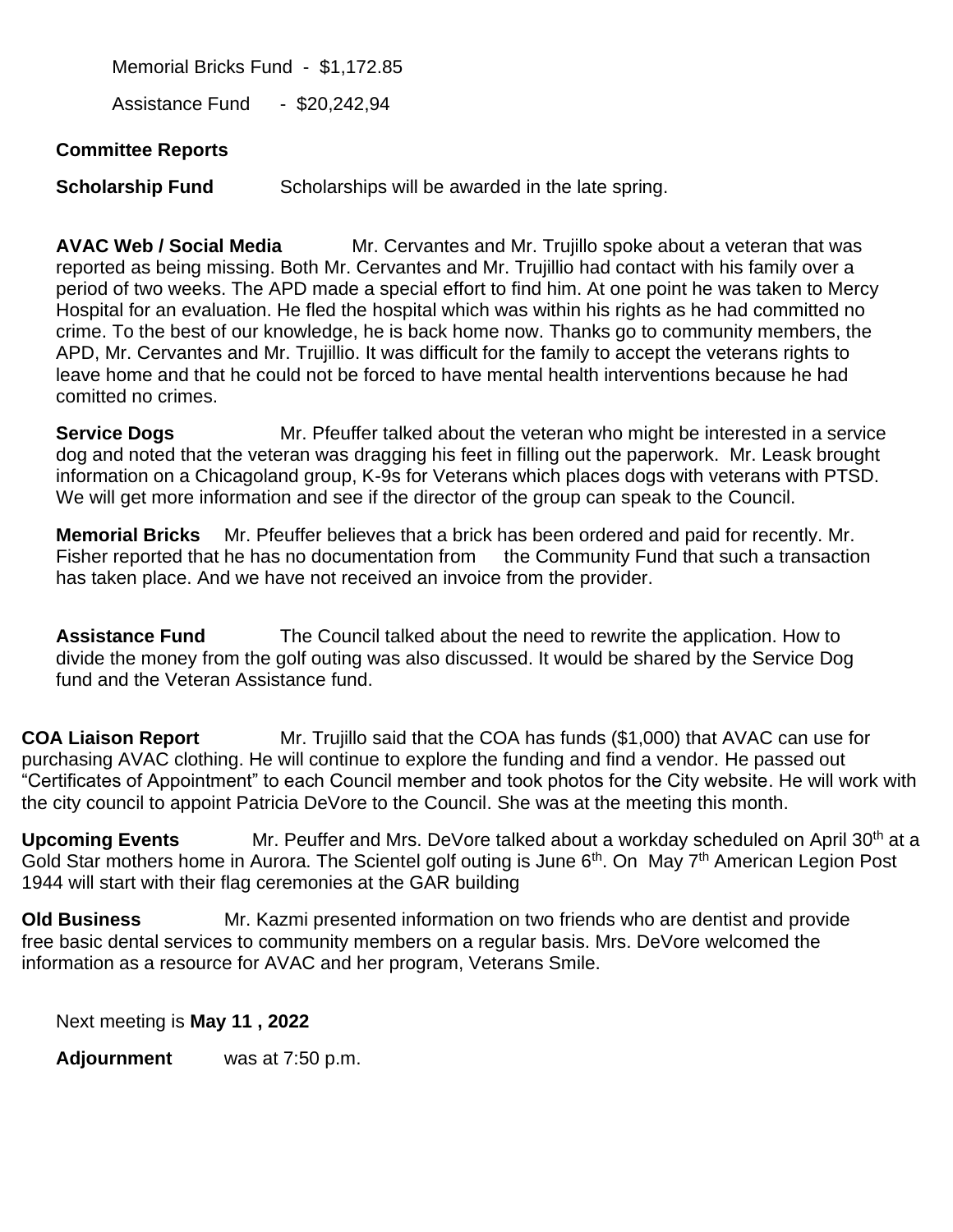Memorial Bricks Fund - $1,172.85

Assistance Fund - $20,242,94

**Committee Reports**

**Scholarship Fund** Scholarships will be awarded in the late spring.

**AVAC Web / Social Media** Mr. Cervantes and Mr. Trujillo spoke about a veteran that was reported as being missing. Both Mr. Cervantes and Mr. Trujillio had contact with his family over a period of two weeks. The APD made a special effort to find him. At one point he was taken to Mercy Hospital for an evaluation. He fled the hospital which was within his rights as he had committed no crime. To the best of our knowledge, he is back home now. Thanks go to community members, the APD, Mr. Cervantes and Mr. Trujillio. It was difficult for the family to accept the veterans rights to leave home and that he could not be forced to have mental health interventions because he had comitted no crimes.

**Service Dogs** Mr. Pfeuffer talked about the veteran who might be interested in a service dog and noted that the veteran was dragging his feet in filling out the paperwork. Mr. Leask brought information on a Chicagoland group, K-9s for Veterans which places dogs with veterans with PTSD. We will get more information and see if the director of the group can speak to the Council.

**Memorial Bricks** Mr. Pfeuffer believes that a brick has been ordered and paid for recently. Mr. Fisher reported that he has no documentation from the Community Fund that such a transaction has taken place. And we have not received an invoice from the provider.

**Assistance Fund** The Council talked about the need to rewrite the application. How to divide the money from the golf outing was also discussed. It would be shared by the Service Dog fund and the Veteran Assistance fund.

**COA Liaison Report** Mr. Trujillo said that the COA has funds ($1,000) that AVAC can use for purchasing AVAC clothing. He will continue to explore the funding and find a vendor. He passed out "Certificates of Appointment" to each Council member and took photos for the City website. He will work with the city council to appoint Patricia DeVore to the Council. She was at the meeting this month.

**Upcoming Events** Mr. Peuffer and Mrs. DeVore talked about a workday scheduled on April 30th at a Gold Star mothers home in Aurora. The Scientel golf outing is June 6th. On May 7th American Legion Post 1944 will start with their flag ceremonies at the GAR building

**Old Business** Mr. Kazmi presented information on two friends who are dentist and provide free basic dental services to community members on a regular basis. Mrs. DeVore welcomed the information as a resource for AVAC and her program, Veterans Smile.

Next meeting is **May 11 , 2022**

**Adjournment** was at 7:50 p.m.